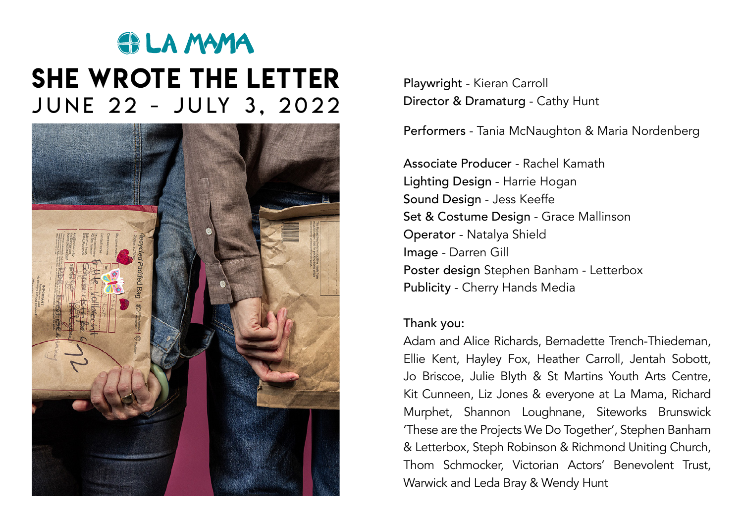LA MAMA

# SHE WROTE THE LETTER

## JUNE 22 – JULY 3, 2022

**Playwright** - Kieran Carroll
**Director & Dramaturg** - Cathy Hunt

**Performers** - Tania McNaughton & Maria Nordenberg

**Associate Producer** - Rachel Kamath
**Lighting Design** - Harrie Hogan
**Sound Design** - Jess Keeffe
**Set & Costume Design** - Grace Mallinson
**Operator** - Natalya Shield
**Image** - Darren Gill
**Poster design** Stephen Banham - Letterbox
**Publicity** - Cherry Hands Media

**Thank you:**
Adam and Alice Richards, Bernadette Trench-Thiedeman, Ellie Kent, Hayley Fox, Heather Carroll, Jentah Sobott, Jo Briscoe, Julie Blyth & St Martins Youth Arts Centre, Kit Cunneen, Liz Jones & everyone at La Mama, Richard Murphet, Shannon Loughnane, Siteworks Brunswick 'These are the Projects We Do Together', Stephen Banham & Letterbox, Steph Robinson & Richmond Uniting Church, Thom Schmocker, Victorian Actors' Benevolent Trust, Warwick and Leda Bray & Wendy Hunt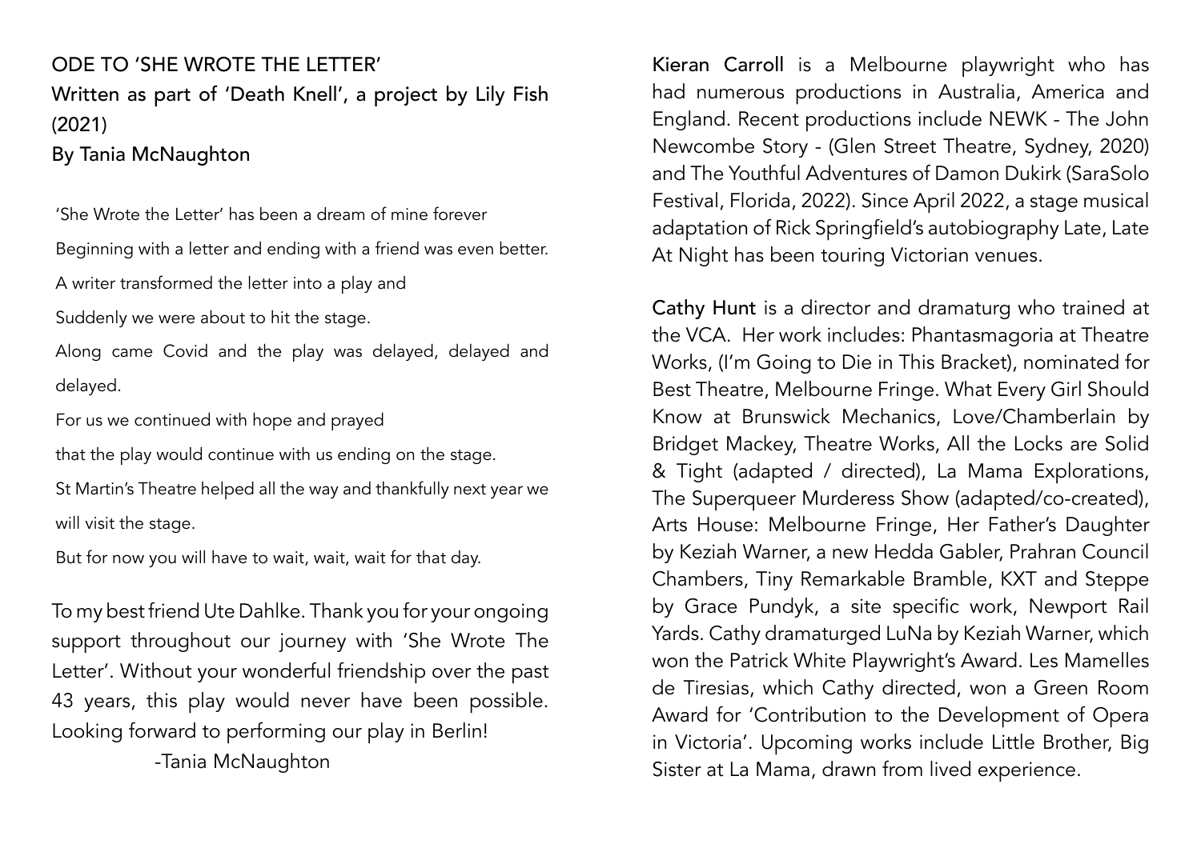## ODE TO 'SHE WROTE THE LETTER'

Written as part of 'Death Knell', a project by Lily Fish (2021)

By Tania McNaughton

'She Wrote the Letter' has been a dream of mine forever

Beginning with a letter and ending with a friend was even better.

A writer transformed the letter into a play and

Suddenly we were about to hit the stage.

Along came Covid and the play was delayed, delayed and delayed.

For us we continued with hope and prayed

that the play would continue with us ending on the stage.

St Martin's Theatre helped all the way and thankfully next year we will visit the stage.

But for now you will have to wait, wait, wait for that day.

To my best friend Ute Dahlke. Thank you for your ongoing support throughout our journey with 'She Wrote The Letter'. Without your wonderful friendship over the past 43 years, this play would never have been possible. Looking forward to performing our play in Berlin!

-Tania McNaughton

Kieran Carroll is a Melbourne playwright who has had numerous productions in Australia, America and England. Recent productions include NEWK - The John Newcombe Story - (Glen Street Theatre, Sydney, 2020) and The Youthful Adventures of Damon Dukirk (SaraSolo Festival, Florida, 2022). Since April 2022, a stage musical adaptation of Rick Springfield's autobiography Late, Late At Night has been touring Victorian venues.

Cathy Hunt is a director and dramaturg who trained at the VCA. Her work includes: Phantasmagoria at Theatre Works, (I'm Going to Die in This Bracket), nominated for Best Theatre, Melbourne Fringe. What Every Girl Should Know at Brunswick Mechanics, Love/Chamberlain by Bridget Mackey, Theatre Works, All the Locks are Solid & Tight (adapted / directed), La Mama Explorations, The Superqueer Murderess Show (adapted/co-created), Arts House: Melbourne Fringe, Her Father's Daughter by Keziah Warner, a new Hedda Gabler, Prahran Council Chambers, Tiny Remarkable Bramble, KXT and Steppe by Grace Pundyk, a site specific work, Newport Rail Yards. Cathy dramaturged LuNa by Keziah Warner, which won the Patrick White Playwright's Award. Les Mamelles de Tiresias, which Cathy directed, won a Green Room Award for 'Contribution to the Development of Opera in Victoria'. Upcoming works include Little Brother, Big Sister at La Mama, drawn from lived experience.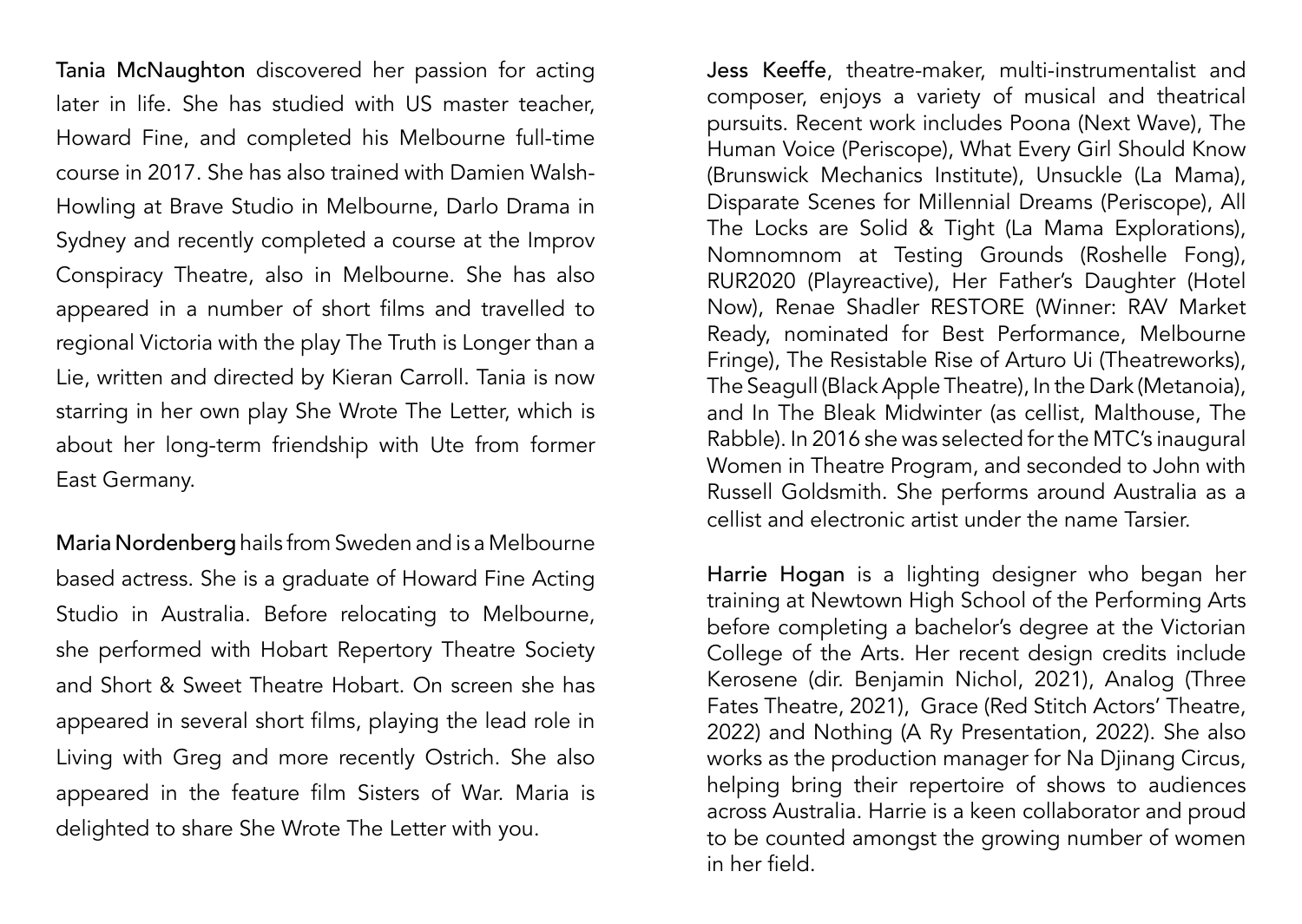**Tania McNaughton** discovered her passion for acting later in life. She has studied with US master teacher, Howard Fine, and completed his Melbourne full-time course in 2017. She has also trained with Damien Walsh-Howling at Brave Studio in Melbourne, Darlo Drama in Sydney and recently completed a course at the Improv Conspiracy Theatre, also in Melbourne. She has also appeared in a number of short films and travelled to regional Victoria with the play The Truth is Longer than a Lie, written and directed by Kieran Carroll. Tania is now starring in her own play She Wrote The Letter, which is about her long-term friendship with Ute from former East Germany.

**Maria Nordenberg** hails from Sweden and is a Melbourne based actress. She is a graduate of Howard Fine Acting Studio in Australia. Before relocating to Melbourne, she performed with Hobart Repertory Theatre Society and Short & Sweet Theatre Hobart. On screen she has appeared in several short films, playing the lead role in Living with Greg and more recently Ostrich. She also appeared in the feature film Sisters of War. Maria is delighted to share She Wrote The Letter with you.

**Jess Keeffe**, theatre-maker, multi-instrumentalist and composer, enjoys a variety of musical and theatrical pursuits. Recent work includes Poona (Next Wave), The Human Voice (Periscope), What Every Girl Should Know (Brunswick Mechanics Institute), Unsuckle (La Mama), Disparate Scenes for Millennial Dreams (Periscope), All The Locks are Solid & Tight (La Mama Explorations), Nomnomnom at Testing Grounds (Roshelle Fong), RUR2020 (Playreactive), Her Father's Daughter (Hotel Now), Renae Shadler RESTORE (Winner: RAV Market Ready, nominated for Best Performance, Melbourne Fringe), The Resistable Rise of Arturo Ui (Theatreworks), The Seagull (Black Apple Theatre), In the Dark (Metanoia), and In The Bleak Midwinter (as cellist, Malthouse, The Rabble). In 2016 she was selected for the MTC's inaugural Women in Theatre Program, and seconded to John with Russell Goldsmith. She performs around Australia as a cellist and electronic artist under the name Tarsier.

**Harrie Hogan** is a lighting designer who began her training at Newtown High School of the Performing Arts before completing a bachelor's degree at the Victorian College of the Arts. Her recent design credits include Kerosene (dir. Benjamin Nichol, 2021), Analog (Three Fates Theatre, 2021), Grace (Red Stitch Actors' Theatre, 2022) and Nothing (A Ry Presentation, 2022). She also works as the production manager for Na Djinang Circus, helping bring their repertoire of shows to audiences across Australia. Harrie is a keen collaborator and proud to be counted amongst the growing number of women in her field.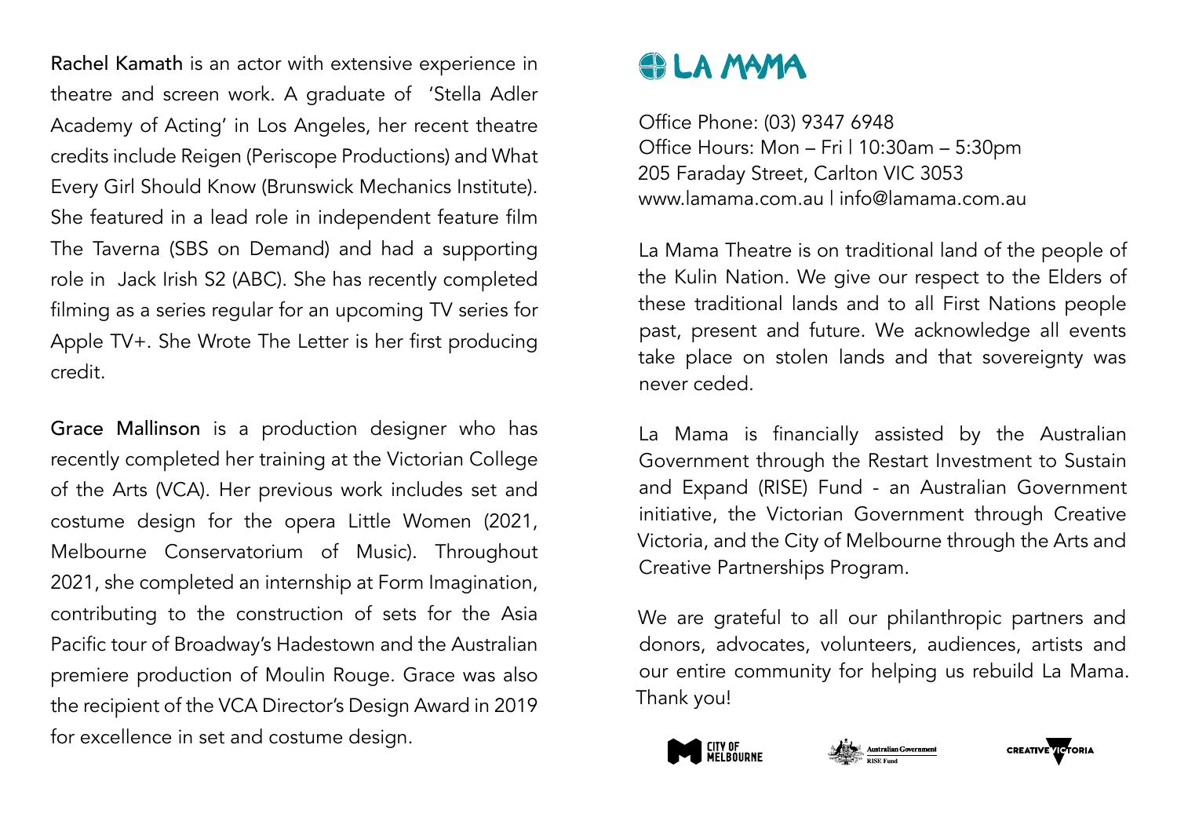**Rachel Kamath** is an actor with extensive experience in theatre and screen work. A graduate of 'Stella Adler Academy of Acting' in Los Angeles, her recent theatre credits include Reigen (Periscope Productions) and What Every Girl Should Know (Brunswick Mechanics Institute). She featured in a lead role in independent feature film The Taverna (SBS on Demand) and had a supporting role in Jack Irish S2 (ABC). She has recently completed filming as a series regular for an upcoming TV series for Apple TV+. She Wrote The Letter is her first producing credit.

**Grace Mallinson** is a production designer who has recently completed her training at the Victorian College of the Arts (VCA). Her previous work includes set and costume design for the opera Little Women (2021, Melbourne Conservatorium of Music). Throughout 2021, she completed an internship at Form Imagination, contributing to the construction of sets for the Asia Pacific tour of Broadway's Hadestown and the Australian premiere production of Moulin Rouge. Grace was also the recipient of the VCA Director's Design Award in 2019 for excellence in set and costume design.

# LA MAMA

Office Phone: (03) 9347 6948
Office Hours: Mon – Fri | 10:30am – 5:30pm
205 Faraday Street, Carlton VIC 3053
www.lamama.com.au | info@lamama.com.au

La Mama Theatre is on traditional land of the people of the Kulin Nation. We give our respect to the Elders of these traditional lands and to all First Nations people past, present and future. We acknowledge all events take place on stolen lands and that sovereignty was never ceded.

La Mama is financially assisted by the Australian Government through the Restart Investment to Sustain and Expand (RISE) Fund - an Australian Government initiative, the Victorian Government through Creative Victoria, and the City of Melbourne through the Arts and Creative Partnerships Program.

We are grateful to all our philanthropic partners and donors, advocates, volunteers, audiences, artists and our entire community for helping us rebuild La Mama. Thank you!

CITY OF MELBOURNE

Australian Government RISE Fund

CREATIVE VICTORIA